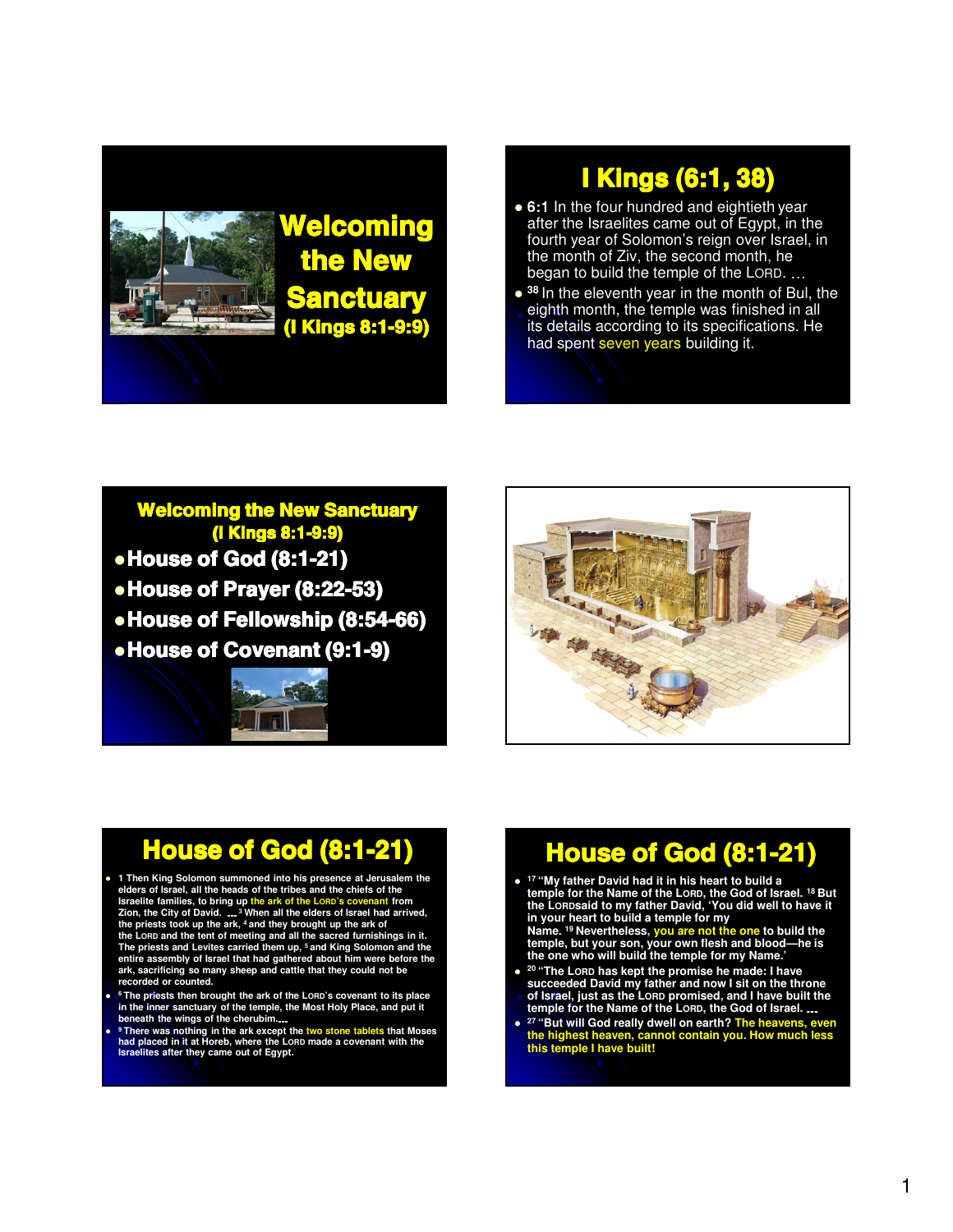# Welcoming the New Sanctuary

(I Kings 8:1-9:9)

# I Kings (6:1, 38)

- **6:1** In the four hundred and eightieth year after the Israelites came out of Egypt, in the fourth year of Solomon's reign over Israel, in the month of Ziv, the second month, he began to build the temple of the LORD. …
- [38] In the eleventh year in the month of Bul, the eighth month, the temple was finished in all its details according to its specifications. He had spent seven years building it.

# Welcoming the New Sanctuary

(I Kings 8:1-9:9)

- House of God (8:1-21)
- House of Prayer (8:22-53)
- House of Fellowship (8:54-66)
- House of Covenant (9:1-9)

# House of God (8:1-21)

- 1 Then King Solomon summoned into his presence at Jerusalem the elders of Israel, all the heads of the tribes and the chiefs of the Israelite families, to bring up the ark of the LORD's covenant from Zion, the City of David. … [3] When all the elders of Israel had arrived, the priests took up the ark, [4] and they brought up the ark of the LORD and the tent of meeting and all the sacred furnishings in it. The priests and Levites carried them up, [5] and King Solomon and the entire assembly of Israel that had gathered about him were before the ark, sacrificing so many sheep and cattle that they could not be recorded or counted.
- [6] The priests then brought the ark of the LORD's covenant to its place in the inner sanctuary of the temple, the Most Holy Place, and put it beneath the wings of the cherubim.…
- [9] There was nothing in the ark except the two stone tablets that Moses had placed in it at Horeb, where the LORD made a covenant with the Israelites after they came out of Egypt.

# House of God (8:1-21)

- [17] "My father David had it in his heart to build a temple for the Name of the LORD, the God of Israel. [18] But the LORDsaid to my father David, 'You did well to have it in your heart to build a temple for my Name. [19] Nevertheless, you are not the one to build the temple, but your son, your own flesh and blood—he is the one who will build the temple for my Name.'
- [20] "The LORD has kept the promise he made: I have succeeded David my father and now I sit on the throne of Israel, just as the LORD promised, and I have built the temple for the Name of the LORD, the God of Israel. …
- [27] "But will God really dwell on earth? The heavens, even the highest heaven, cannot contain you. How much less this temple I have built!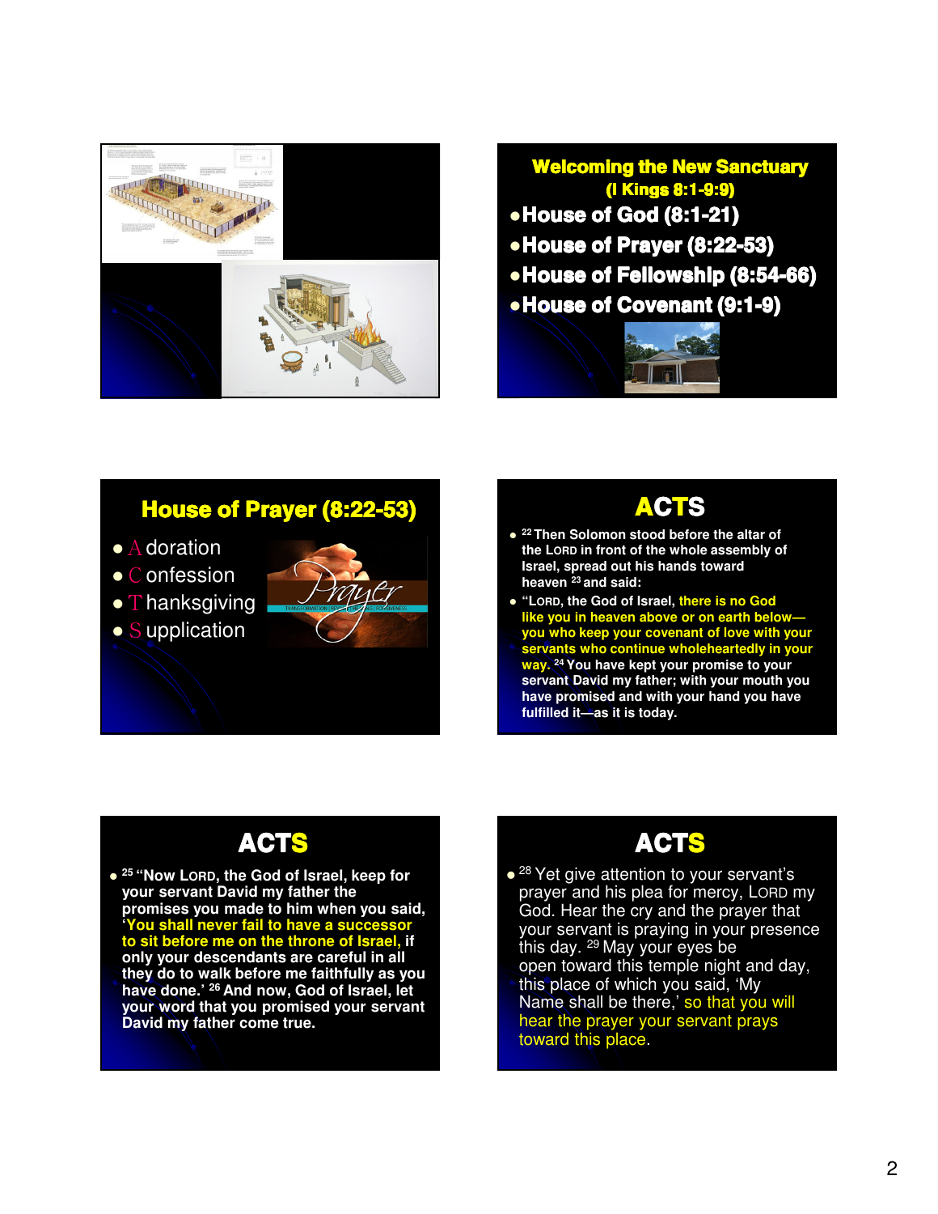## Welcoming the New Sanctuary
### (I Kings 8:1-9:9)

- House of God (8:1-21)
- House of Prayer (8:22-53)
- House of Fellowship (8:54-66)
- House of Covenant (9:1-9)

## House of Prayer (8:22-53)

- A doration
- C onfession
- T hanksgiving
- S upplication

## ACTS

- [22] Then Solomon stood before the altar of the LORD in front of the whole assembly of Israel, spread out his hands toward heaven [23] and said:
- "LORD, the God of Israel, there is no God like you in heaven above or on earth below—you who keep your covenant of love with your servants who continue wholeheartedly in your way. [24] You have kept your promise to your servant David my father; with your mouth you have promised and with your hand you have fulfilled it—as it is today.

## ACTS

- [25] "Now LORD, the God of Israel, keep for your servant David my father the promises you made to him when you said, 'You shall never fail to have a successor to sit before me on the throne of Israel, if only your descendants are careful in all they do to walk before me faithfully as you have done.' [26] And now, God of Israel, let your word that you promised your servant David my father come true.

## ACTS

- [28] Yet give attention to your servant's prayer and his plea for mercy, LORD my God. Hear the cry and the prayer that your servant is praying in your presence this day. [29] May your eyes be open toward this temple night and day, this place of which you said, 'My Name shall be there,' so that you will hear the prayer your servant prays toward this place.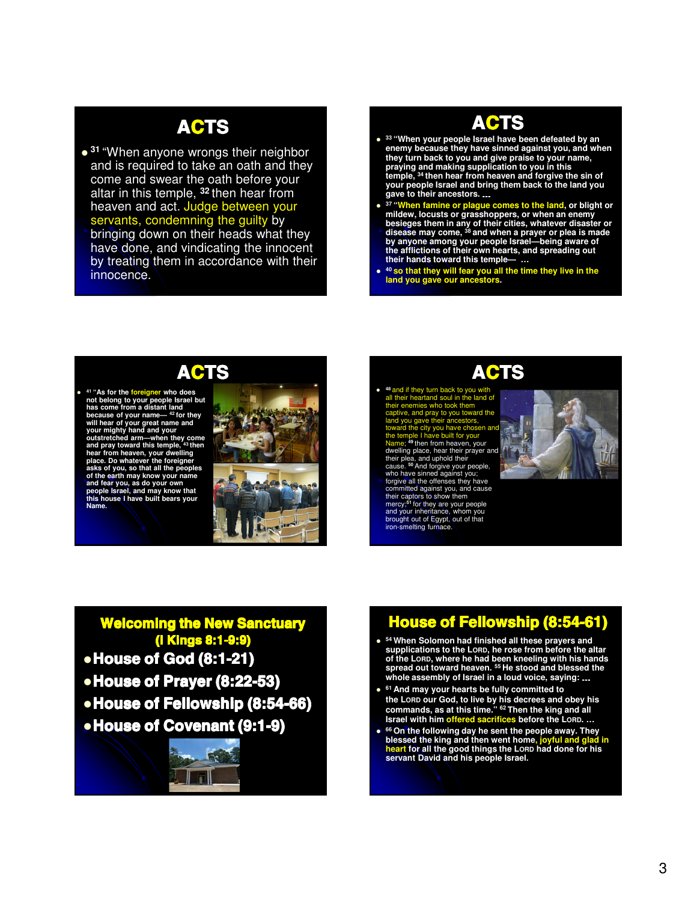## ACTS

- [31] "When anyone wrongs their neighbor and is required to take an oath and they come and swear the oath before your altar in this temple, [32] then hear from heaven and act. Judge between your servants, condemning the guilty by bringing down on their heads what they have done, and vindicating the innocent by treating them in accordance with their innocence.

## ACTS

- [33] "When your people Israel have been defeated by an enemy because they have sinned against you, and when they turn back to you and give praise to your name, praying and making supplication to you in this temple, [34] then hear from heaven and forgive the sin of your people Israel and bring them back to the land you gave to their ancestors. ...
- [37] "When famine or plague comes to the land, or blight or mildew, locusts or grasshoppers, or when an enemy besieges them in any of their cities, whatever disaster or disease may come, [38] and when a prayer or plea is made by anyone among your people Israel—being aware of the afflictions of their own hearts, and spreading out their hands toward this temple— ...
- [40] so that they will fear you all the time they live in the land you gave our ancestors.

## ACTS

- [41] "As for the foreigner who does not belong to your people Israel but has come from a distant land because of your name— [42] for they will hear of your great name and your mighty hand and your outstretched arm—when they come and pray toward this temple, [43] then hear from heaven, your dwelling place. Do whatever the foreigner asks of you, so that all the peoples of the earth may know your name and fear you, as do your own people Israel, and may know that this house I have built bears your Name.

## ACTS

- [48] and if they turn back to you with all their heartand soul in the land of their enemies who took them captive, and pray to you toward the land you gave their ancestors, toward the city you have chosen and the temple I have built for your Name; [49] then from heaven, your dwelling place, hear their prayer and their plea, and uphold their cause. [50] And forgive your people, who have sinned against you; forgive all the offenses they have committed against you, and cause their captors to show them mercy; [51] for they are your people and your inheritance, whom you brought out of Egypt, out of that iron-smelting furnace.

## Welcoming the New Sanctuary (I Kings 8:1-9:9)

- House of God (8:1-21)
- House of Prayer (8:22-53)
- House of Fellowship (8:54-66)
- House of Covenant (9:1-9)

## House of Fellowship (8:54-61)

- [54] When Solomon had finished all these prayers and supplications to the LORD, he rose from before the altar of the LORD, where he had been kneeling with his hands spread out toward heaven. [55] He stood and blessed the whole assembly of Israel in a loud voice, saying: ...
- [61] And may your hearts be fully committed to the LORD our God, to live by his decrees and obey his commands, as at this time." [62] Then the king and all Israel with him offered sacrifices before the LORD. ...
- [66] On the following day he sent the people away. They blessed the king and then went home, joyful and glad in heart for all the good things the LORD had done for his servant David and his people Israel.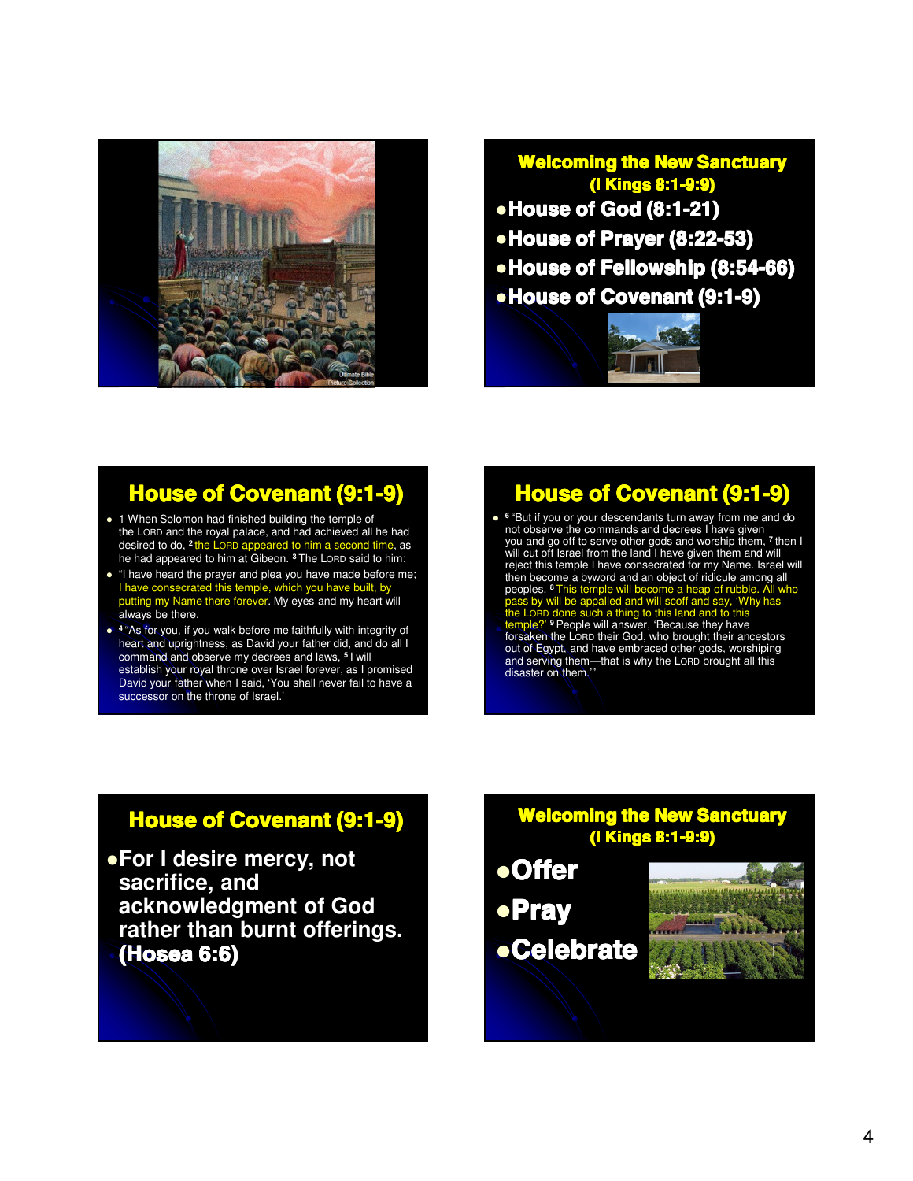Ultimate Bible Picture Collection

## Welcoming the New Sanctuary
### (I Kings 8:1-9:9)

- House of God (8:1-21)
- House of Prayer (8:22-53)
- House of Fellowship (8:54-66)
- House of Covenant (9:1-9)

## House of Covenant (9:1-9)

- 1 When Solomon had finished building the temple of the LORD and the royal palace, and had achieved all he had desired to do, [2] the LORD appeared to him a second time, as he had appeared to him at Gibeon. [3] The LORD said to him:
- "I have heard the prayer and plea you have made before me; I have consecrated this temple, which you have built, by putting my Name there forever. My eyes and my heart will always be there.
- [4] "As for you, if you walk before me faithfully with integrity of heart and uprightness, as David your father did, and do all I command and observe my decrees and laws, [5] I will establish your royal throne over Israel forever, as I promised David your father when I said, 'You shall never fail to have a successor on the throne of Israel.'

## House of Covenant (9:1-9)

- [6] "But if you or your descendants turn away from me and do not observe the commands and decrees I have given you and go off to serve other gods and worship them, [7] then I will cut off Israel from the land I have given them and will reject this temple I have consecrated for my Name. Israel will then become a byword and an object of ridicule among all peoples. [8] This temple will become a heap of rubble. All who pass by will be appalled and will scoff and say, 'Why has the LORD done such a thing to this land and to this temple?' [9] People will answer, 'Because they have forsaken the LORD their God, who brought their ancestors out of Egypt, and have embraced other gods, worshiping and serving them—that is why the LORD brought all this disaster on them.'"

## House of Covenant (9:1-9)

- For I desire mercy, not sacrifice, and acknowledgment of God rather than burnt offerings. **(Hosea 6:6)**

## Welcoming the New Sanctuary
### (I Kings 8:1-9:9)

- Offer
- Pray
- Celebrate